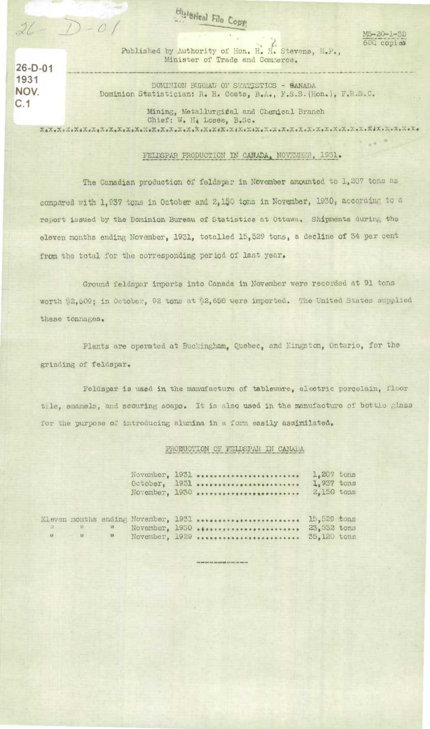26-D-01

Historical File Copy

26-D-01
1931
NOV.
C.1

M5-20-1-32
600 copies

Published by Authority of Hon. H. H. Stevens, M.P., Minister of Trade and Commerce.

DOMINION BUREAU OF STATISTICS - CANADA
Dominion Statistician: R. H. Coats, B.A., F.S.S.(Hon.), F.R.S.C.

Mining, Metallurgical and Chemical Branch
Chief: W. H. Losee, B.Sc.

## FELDSPAR PRODUCTION IN CANADA, NOVEMBER, 1931.

The Canadian production of feldspar in November amounted to 1,207 tons as compared with 1,937 tons in October and 2,150 tons in November, 1930, according to a report issued by the Dominion Bureau of Statistics at Ottawa. Shipments during the eleven months ending November, 1931, totalled 15,529 tons, a decline of 34 per cent from the total for the corresponding period of last year.

Ground feldspar imports into Canada in November were recorded at 91 tons worth $2,609; in October, 92 tons at $2,658 were imported. The United States supplied these tonnages.

Plants are operated at Buckingham, Quebec, and Kingston, Ontario, for the grinding of feldspar.

Feldspar is used in the manufacture of tableware, electric porcelain, floor tile, enamels, and scouring soaps. It is also used in the manufacture of bottle glass for the purpose of introducing alumina in a form easily assimilated.

### PRODUCTION OF FELDSPAR IN CANADA

| | |
|---|---|
| November, 1931 | 1,207 tons |
| October, 1931 | 1,937 tons |
| November, 1930 | 2,150 tons |
| | |
| Eleven months ending November, 1931 | 15,529 tons |
| " " " November, 1930 | 23,532 tons |
| " " " November, 1929 | 35,120 tons |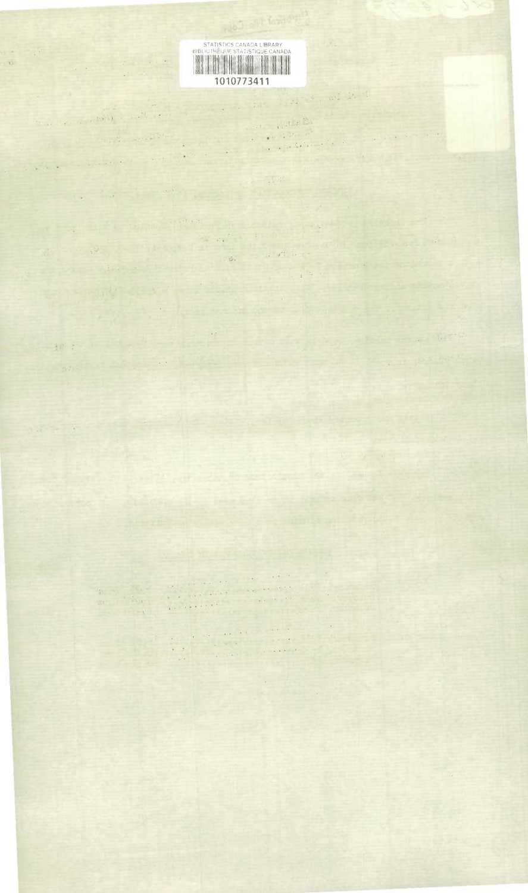STATISTICS CANADA LIBRARY
BIBLIOTHÈQUE STATISTIQUE CANADA

1010773411